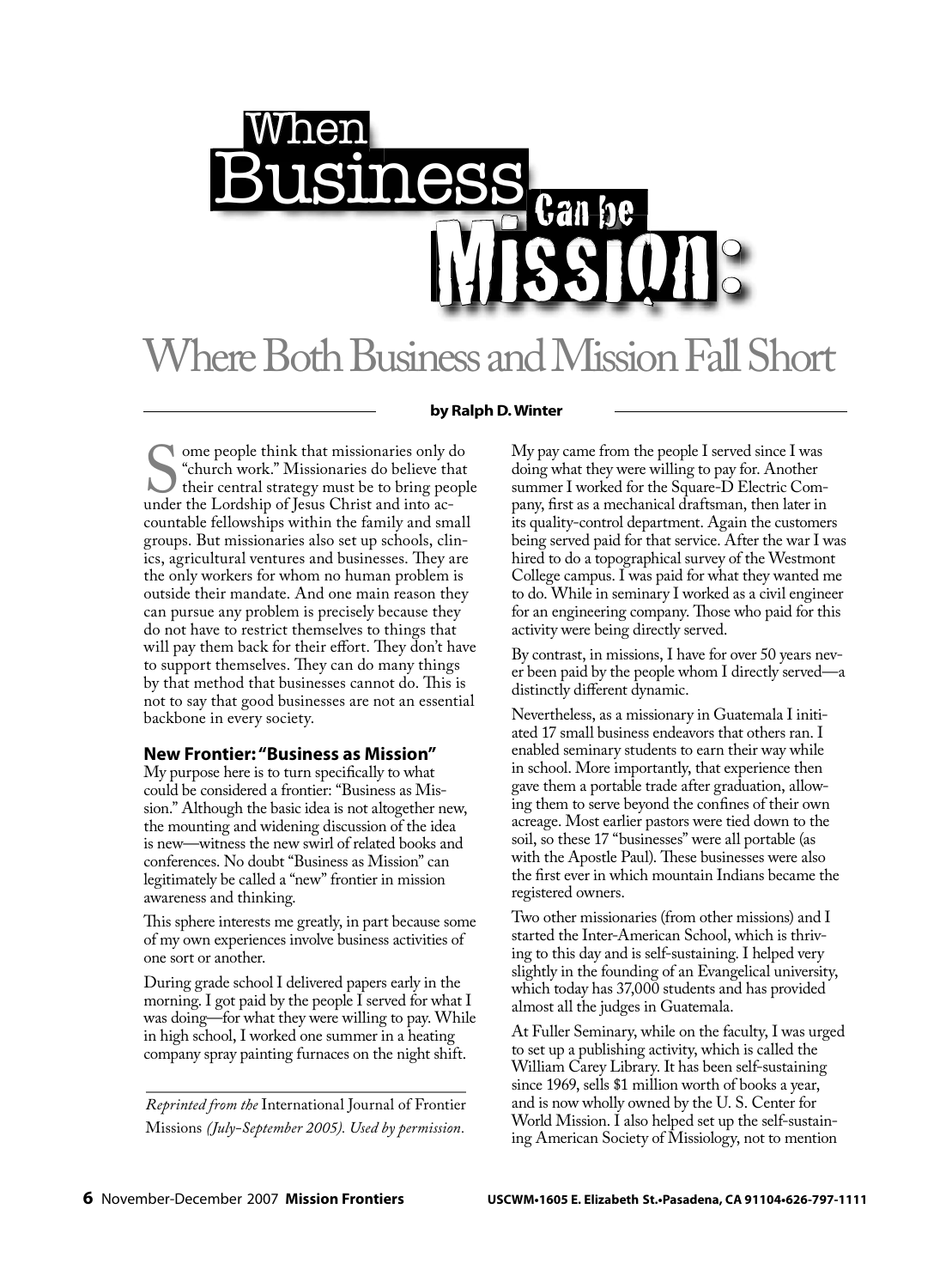# When Business Can be Mission:

## Where Both Business and Mission Fall Short

**by Ralph D. Winter**

Some people think that missionaries only do "church work." Missionaries do believe that their central strategy must be to bring people under the Lordship of Jesus Christ and into accountable fellowships within the family and small groups. But missionaries also set up schools, clinics, agricultural ventures and businesses. They are the only workers for whom no human problem is outside their mandate. And one main reason they can pursue any problem is precisely because they do not have to restrict themselves to things that will pay them back for their effort. They don't have to support themselves. They can do many things by that method that businesses cannot do. This is not to say that good businesses are not an essential backbone in every society.

### New Frontier: "Business as Mission"

My purpose here is to turn specifically to what could be considered a frontier: "Business as Mission." Although the basic idea is not altogether new, the mounting and widening discussion of the idea is new—witness the new swirl of related books and conferences. No doubt "Business as Mission" can legitimately be called a "new" frontier in mission awareness and thinking.

This sphere interests me greatly, in part because some of my own experiences involve business activities of one sort or another.

During grade school I delivered papers early in the morning. I got paid by the people I served for what I was doing—for what they were willing to pay. While in high school, I worked one summer in a heating company spray painting furnaces on the night shift. My pay came from the people I served since I was doing what they were willing to pay for. Another summer I worked for the Square-D Electric Company, first as a mechanical draftsman, then later in its quality-control department. Again the customers being served paid for that service. After the war I was hired to do a topographical survey of the Westmont College campus. I was paid for what they wanted me to do. While in seminary I worked as a civil engineer for an engineering company. Those who paid for this activity were being directly served.

By contrast, in missions, I have for over 50 years never been paid by the people whom I directly served—a distinctly different dynamic.

Nevertheless, as a missionary in Guatemala I initiated 17 small business endeavors that others ran. I enabled seminary students to earn their way while in school. More importantly, that experience then gave them a portable trade after graduation, allowing them to serve beyond the confines of their own acreage. Most earlier pastors were tied down to the soil, so these 17 "businesses" were all portable (as with the Apostle Paul). These businesses were also the first ever in which mountain Indians became the registered owners.

Two other missionaries (from other missions) and I started the Inter-American School, which is thriving to this day and is self-sustaining. I helped very slightly in the founding of an Evangelical university, which today has 37,000 students and has provided almost all the judges in Guatemala.

At Fuller Seminary, while on the faculty, I was urged to set up a publishing activity, which is called the William Carey Library. It has been self-sustaining since 1969, sells $1 million worth of books a year, and is now wholly owned by the U. S. Center for World Mission. I also helped set up the self-sustaining American Society of Missiology, not to mention

*Reprinted from the* International Journal of Frontier Missions *(July-September 2005). Used by permission.*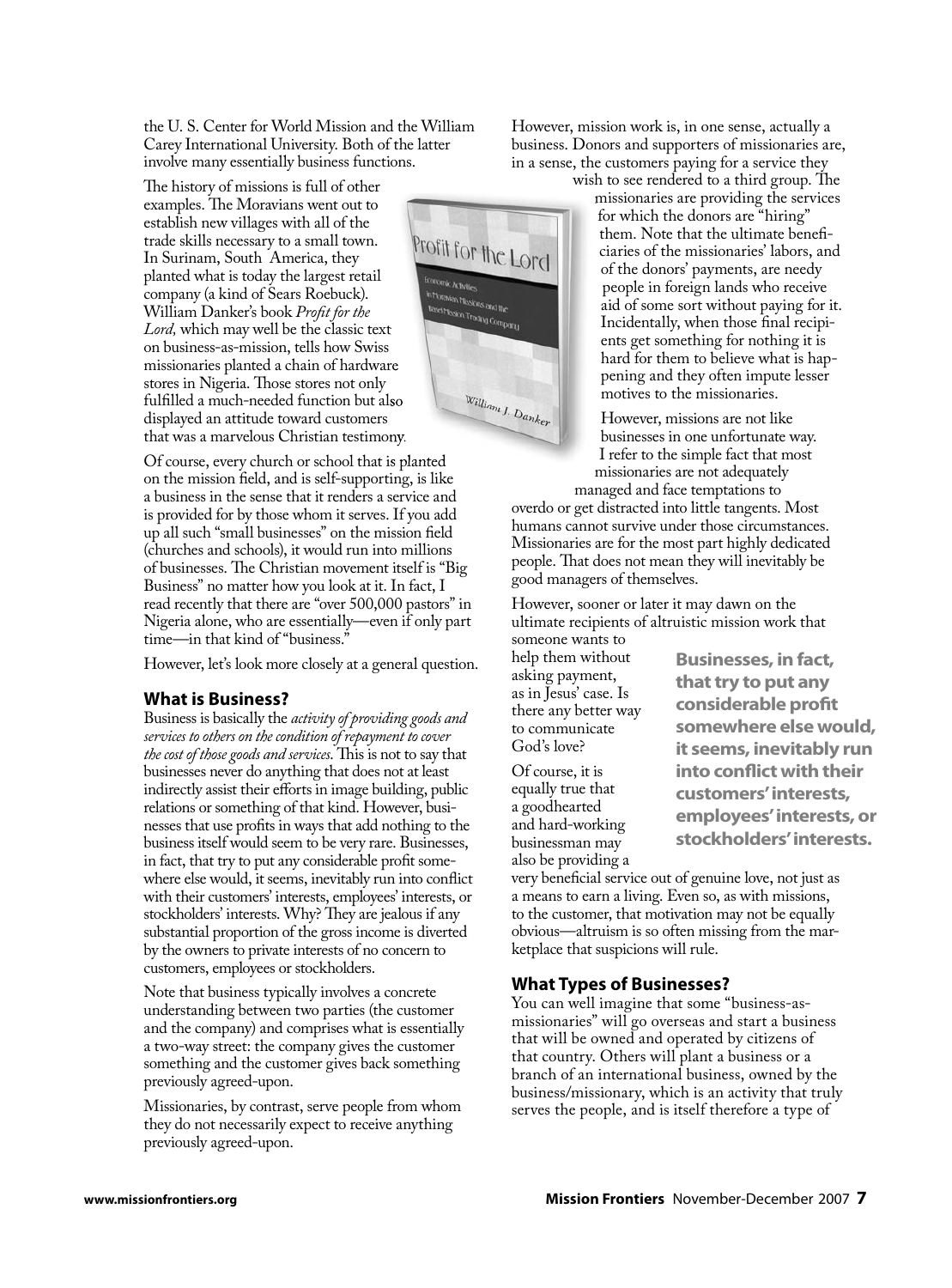the U. S. Center for World Mission and the William Carey International University. Both of the latter involve many essentially business functions.

The history of missions is full of other examples. The Moravians went out to establish new villages with all of the trade skills necessary to a small town. In Surinam, South America, they planted what is today the largest retail company (a kind of Sears Roebuck). William Danker's book *Profit for the Lord,* which may well be the classic text on business-as-mission, tells how Swiss missionaries planted a chain of hardware stores in Nigeria. Those stores not only fulfilled a much-needed function but also displayed an attitude toward customers that was a marvelous Christian testimony.

Of course, every church or school that is planted on the mission field, and is self-supporting, is like a business in the sense that it renders a service and is provided for by those whom it serves. If you add up all such "small businesses" on the mission field (churches and schools), it would run into millions of businesses. The Christian movement itself is "Big Business" no matter how you look at it. In fact, I read recently that there are "over 500,000 pastors" in Nigeria alone, who are essentially—even if only part time—in that kind of "business."

However, let's look more closely at a general question.

### What is Business?

Business is basically the *activity of providing goods and services to others on the condition of repayment to cover the cost of those goods and services.* This is not to say that businesses never do anything that does not at least indirectly assist their efforts in image building, public relations or something of that kind. However, businesses that use profits in ways that add nothing to the business itself would seem to be very rare. Businesses, in fact, that try to put any considerable profit somewhere else would, it seems, inevitably run into conflict with their customers' interests, employees' interests, or stockholders' interests. Why? They are jealous if any substantial proportion of the gross income is diverted by the owners to private interests of no concern to customers, employees or stockholders.

Note that business typically involves a concrete understanding between two parties (the customer and the company) and comprises what is essentially a two-way street: the company gives the customer something and the customer gives back something previously agreed-upon.

Missionaries, by contrast, serve people from whom they do not necessarily expect to receive anything previously agreed-upon.

However, mission work is, in one sense, actually a business. Donors and supporters of missionaries are, in a sense, the customers paying for a service they wish to see rendered to a third group. The missionaries are providing the services for which the donors are "hiring" them. Note that the ultimate beneficiaries of the missionaries' labors, and of the donors' payments, are needy people in foreign lands who receive aid of some sort without paying for it. Incidentally, when those final recipients get something for nothing it is hard for them to believe what is happening and they often impute lesser motives to the missionaries.

However, missions are not like businesses in one unfortunate way. I refer to the simple fact that most missionaries are not adequately managed and face temptations to overdo or get distracted into little tangents. Most humans cannot survive under those circumstances. Missionaries are for the most part highly dedicated people. That does not mean they will inevitably be good managers of themselves.

However, sooner or later it may dawn on the ultimate recipients of altruistic mission work that someone wants to help them without asking payment, as in Jesus' case. Is there any better way to communicate God's love?

**Businesses, in fact, that try to put any considerable profit somewhere else would, it seems, inevitably run into conflict with their customers' interests, employees' interests, or stockholders' interests.**

Of course, it is equally true that a goodhearted and hard-working businessman may also be providing a very beneficial service out of genuine love, not just as a means to earn a living. Even so, as with missions, to the customer, that motivation may not be equally obvious—altruism is so often missing from the marketplace that suspicions will rule.

### What Types of Businesses?

You can well imagine that some "business-as-missionaries" will go overseas and start a business that will be owned and operated by citizens of that country. Others will plant a business or a branch of an international business, owned by the business/missionary, which is an activity that truly serves the people, and is itself therefore a type of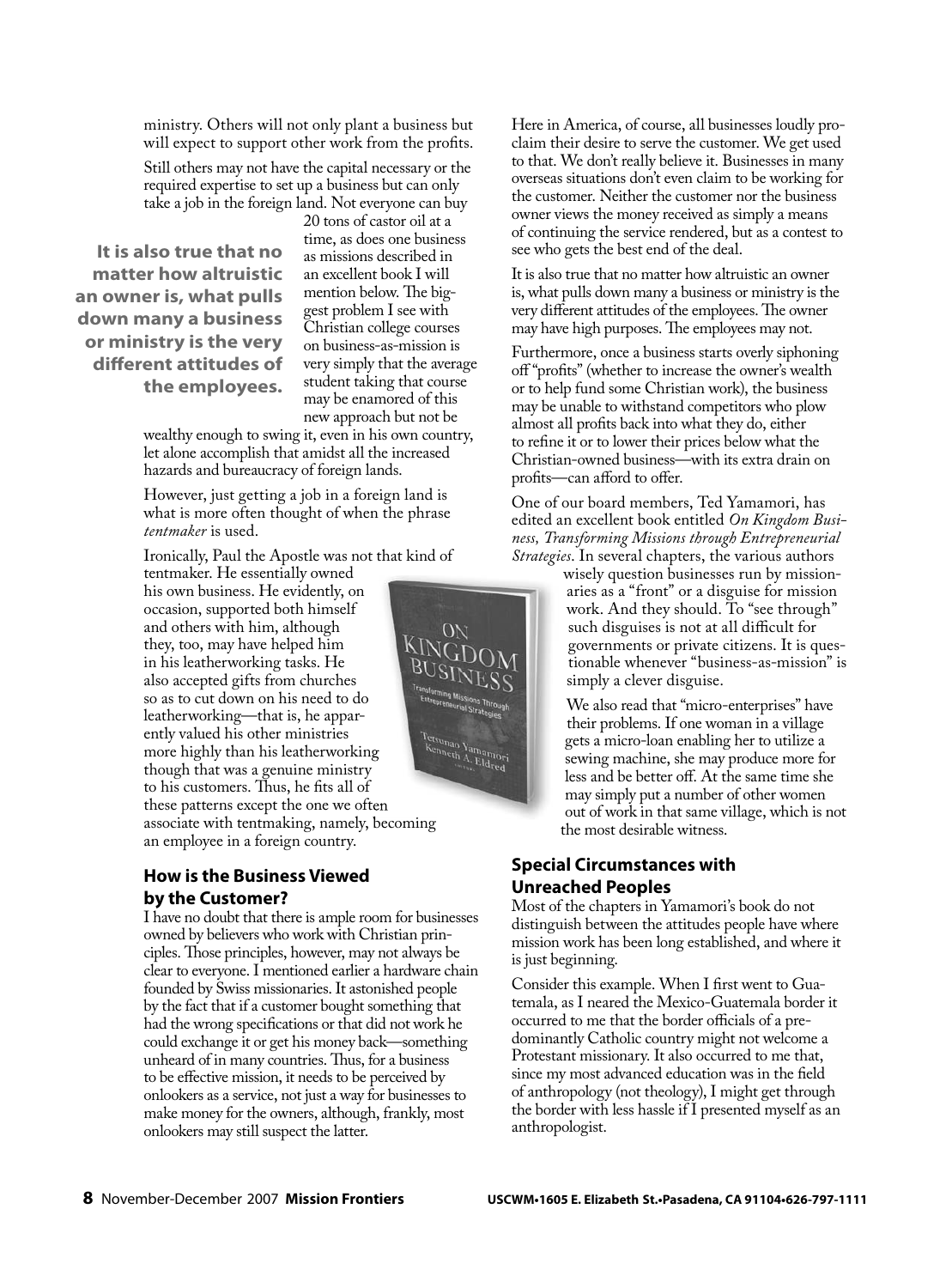ministry. Others will not only plant a business but will expect to support other work from the profits.

Still others may not have the capital necessary or the required expertise to set up a business but can only take a job in the foreign land. Not everyone can buy 20 tons of castor oil at a time, as does one business as missions described in an excellent book I will mention below. The biggest problem I see with Christian college courses on business-as-mission is very simply that the average student taking that course may be enamored of this new approach but not be wealthy enough to swing it, even in his own country, let alone accomplish that amidst all the increased hazards and bureaucracy of foreign lands.

**It is also true that no matter how altruistic an owner is, what pulls down many a business or ministry is the very different attitudes of the employees.**

However, just getting a job in a foreign land is what is more often thought of when the phrase *tentmaker* is used.

Ironically, Paul the Apostle was not that kind of tentmaker. He essentially owned his own business. He evidently, on occasion, supported both himself and others with him, although they, too, may have helped him in his leatherworking tasks. He also accepted gifts from churches so as to cut down on his need to do leatherworking—that is, he apparently valued his other ministries more highly than his leatherworking though that was a genuine ministry to his customers. Thus, he fits all of these patterns except the one we often associate with tentmaking, namely, becoming an employee in a foreign country.

### How is the Business Viewed by the Customer?

I have no doubt that there is ample room for businesses owned by believers who work with Christian principles. Those principles, however, may not always be clear to everyone. I mentioned earlier a hardware chain founded by Swiss missionaries. It astonished people by the fact that if a customer bought something that had the wrong specifications or that did not work he could exchange it or get his money back—something unheard of in many countries. Thus, for a business to be effective mission, it needs to be perceived by onlookers as a service, not just a way for businesses to make money for the owners, although, frankly, most onlookers may still suspect the latter.

Here in America, of course, all businesses loudly proclaim their desire to serve the customer. We get used to that. We don't really believe it. Businesses in many overseas situations don't even claim to be working for the customer. Neither the customer nor the business owner views the money received as simply a means of continuing the service rendered, but as a contest to see who gets the best end of the deal.

It is also true that no matter how altruistic an owner is, what pulls down many a business or ministry is the very different attitudes of the employees. The owner may have high purposes. The employees may not.

Furthermore, once a business starts overly siphoning off "profits" (whether to increase the owner's wealth or to help fund some Christian work), the business may be unable to withstand competitors who plow almost all profits back into what they do, either to refine it or to lower their prices below what the Christian-owned business—with its extra drain on profits—can afford to offer.

One of our board members, Ted Yamamori, has edited an excellent book entitled *On Kingdom Business, Transforming Missions through Entrepreneurial Strategies*. In several chapters, the various authors wisely question businesses run by missionaries as a "front" or a disguise for mission work. And they should. To "see through" such disguises is not at all difficult for governments or private citizens. It is questionable whenever "business-as-mission" is simply a clever disguise.

We also read that "micro-enterprises" have their problems. If one woman in a village gets a micro-loan enabling her to utilize a sewing machine, she may produce more for less and be better off. At the same time she may simply put a number of other women out of work in that same village, which is not the most desirable witness.

### Special Circumstances with Unreached Peoples

Most of the chapters in Yamamori's book do not distinguish between the attitudes people have where mission work has been long established, and where it is just beginning.

Consider this example. When I first went to Guatemala, as I neared the Mexico-Guatemala border it occurred to me that the border officials of a predominantly Catholic country might not welcome a Protestant missionary. It also occurred to me that, since my most advanced education was in the field of anthropology (not theology), I might get through the border with less hassle if I presented myself as an anthropologist.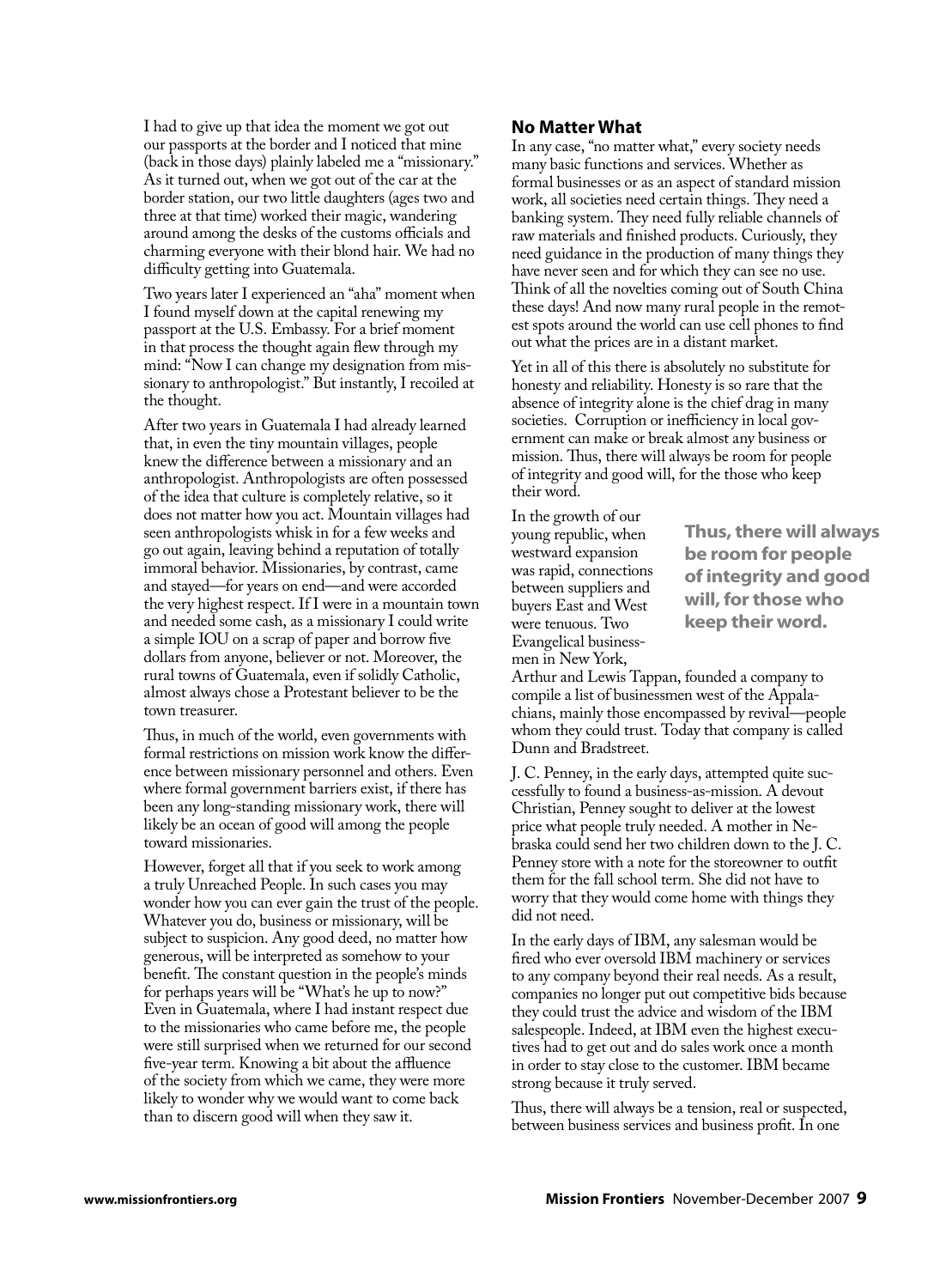I had to give up that idea the moment we got out our passports at the border and I noticed that mine (back in those days) plainly labeled me a "missionary." As it turned out, when we got out of the car at the border station, our two little daughters (ages two and three at that time) worked their magic, wandering around among the desks of the customs officials and charming everyone with their blond hair. We had no difficulty getting into Guatemala.

Two years later I experienced an "aha" moment when I found myself down at the capital renewing my passport at the U.S. Embassy. For a brief moment in that process the thought again flew through my mind: "Now I can change my designation from missionary to anthropologist." But instantly, I recoiled at the thought.

After two years in Guatemala I had already learned that, in even the tiny mountain villages, people knew the difference between a missionary and an anthropologist. Anthropologists are often possessed of the idea that culture is completely relative, so it does not matter how you act. Mountain villages had seen anthropologists whisk in for a few weeks and go out again, leaving behind a reputation of totally immoral behavior. Missionaries, by contrast, came and stayed—for years on end—and were accorded the very highest respect. If I were in a mountain town and needed some cash, as a missionary I could write a simple IOU on a scrap of paper and borrow five dollars from anyone, believer or not. Moreover, the rural towns of Guatemala, even if solidly Catholic, almost always chose a Protestant believer to be the town treasurer.

Thus, in much of the world, even governments with formal restrictions on mission work know the difference between missionary personnel and others. Even where formal government barriers exist, if there has been any long-standing missionary work, there will likely be an ocean of good will among the people toward missionaries.

However, forget all that if you seek to work among a truly Unreached People. In such cases you may wonder how you can ever gain the trust of the people. Whatever you do, business or missionary, will be subject to suspicion. Any good deed, no matter how generous, will be interpreted as somehow to your benefit. The constant question in the people's minds for perhaps years will be "What's he up to now?" Even in Guatemala, where I had instant respect due to the missionaries who came before me, the people were still surprised when we returned for our second five-year term. Knowing a bit about the affluence of the society from which we came, they were more likely to wonder why we would want to come back than to discern good will when they saw it.

## No Matter What

In any case, "no matter what," every society needs many basic functions and services. Whether as formal businesses or as an aspect of standard mission work, all societies need certain things. They need a banking system. They need fully reliable channels of raw materials and finished products. Curiously, they need guidance in the production of many things they have never seen and for which they can see no use. Think of all the novelties coming out of South China these days! And now many rural people in the remotest spots around the world can use cell phones to find out what the prices are in a distant market.

Yet in all of this there is absolutely no substitute for honesty and reliability. Honesty is so rare that the absence of integrity alone is the chief drag in many societies. Corruption or inefficiency in local government can make or break almost any business or mission. Thus, there will always be room for people of integrity and good will, for the those who keep their word.

**Thus, there will always be room for people of integrity and good will, for those who keep their word.**

In the growth of our young republic, when westward expansion was rapid, connections between suppliers and buyers East and West were tenuous. Two Evangelical businessmen in New York, Arthur and Lewis Tappan, founded a company to compile a list of businessmen west of the Appalachians, mainly those encompassed by revival—people whom they could trust. Today that company is called Dunn and Bradstreet.

J. C. Penney, in the early days, attempted quite successfully to found a business-as-mission. A devout Christian, Penney sought to deliver at the lowest price what people truly needed. A mother in Nebraska could send her two children down to the J. C. Penney store with a note for the storeowner to outfit them for the fall school term. She did not have to worry that they would come home with things they did not need.

In the early days of IBM, any salesman would be fired who ever oversold IBM machinery or services to any company beyond their real needs. As a result, companies no longer put out competitive bids because they could trust the advice and wisdom of the IBM salespeople. Indeed, at IBM even the highest executives had to get out and do sales work once a month in order to stay close to the customer. IBM became strong because it truly served.

Thus, there will always be a tension, real or suspected, between business services and business profit. In one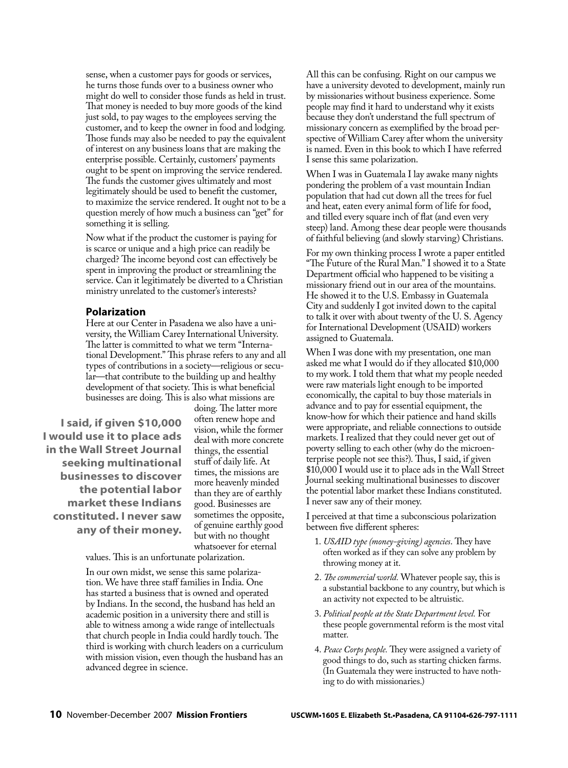sense, when a customer pays for goods or services, he turns those funds over to a business owner who might do well to consider those funds as held in trust. That money is needed to buy more goods of the kind just sold, to pay wages to the employees serving the customer, and to keep the owner in food and lodging. Those funds may also be needed to pay the equivalent of interest on any business loans that are making the enterprise possible. Certainly, customers' payments ought to be spent on improving the service rendered. The funds the customer gives ultimately and most legitimately should be used to benefit the customer, to maximize the service rendered. It ought not to be a question merely of how much a business can "get" for something it is selling.

Now what if the product the customer is paying for is scarce or unique and a high price can readily be charged? The income beyond cost can effectively be spent in improving the product or streamlining the service. Can it legitimately be diverted to a Christian ministry unrelated to the customer's interests?

### Polarization

Here at our Center in Pasadena we also have a university, the William Carey International University. The latter is committed to what we term "International Development." This phrase refers to any and all types of contributions in a society—religious or secular—that contribute to the building up and healthy development of that society. This is what beneficial businesses are doing. This is also what missions are doing. The latter more often renew hope and vision, while the former deal with more concrete things, the essential stuff of daily life. At times, the missions are more heavenly minded than they are of earthly good. Businesses are sometimes the opposite, of genuine earthly good but with no thought whatsoever for eternal values. This is an unfortunate polarization.

**I said, if given $10,000 I would use it to place ads in the Wall Street Journal seeking multinational businesses to discover the potential labor market these Indians constituted. I never saw any of their money.**

In our own midst, we sense this same polarization. We have three staff families in India. One has started a business that is owned and operated by Indians. In the second, the husband has held an academic position in a university there and still is able to witness among a wide range of intellectuals that church people in India could hardly touch. The third is working with church leaders on a curriculum with mission vision, even though the husband has an advanced degree in science.

All this can be confusing. Right on our campus we have a university devoted to development, mainly run by missionaries without business experience. Some people may find it hard to understand why it exists because they don't understand the full spectrum of missionary concern as exemplified by the broad perspective of William Carey after whom the university is named. Even in this book to which I have referred I sense this same polarization.

When I was in Guatemala I lay awake many nights pondering the problem of a vast mountain Indian population that had cut down all the trees for fuel and heat, eaten every animal form of life for food, and tilled every square inch of flat (and even very steep) land. Among these dear people were thousands of faithful believing (and slowly starving) Christians.

For my own thinking process I wrote a paper entitled "The Future of the Rural Man." I showed it to a State Department official who happened to be visiting a missionary friend out in our area of the mountains. He showed it to the U.S. Embassy in Guatemala City and suddenly I got invited down to the capital to talk it over with about twenty of the U. S. Agency for International Development (USAID) workers assigned to Guatemala.

When I was done with my presentation, one man asked me what I would do if they allocated $10,000 to my work. I told them that what my people needed were raw materials light enough to be imported economically, the capital to buy those materials in advance and to pay for essential equipment, the know-how for which their patience and hand skills were appropriate, and reliable connections to outside markets. I realized that they could never get out of poverty selling to each other (why do the microenterprise people not see this?). Thus, I said, if given $10,000 I would use it to place ads in the Wall Street Journal seeking multinational businesses to discover the potential labor market these Indians constituted. I never saw any of their money.

I perceived at that time a subconscious polarization between five different spheres:

1. *USAID type (money-giving) agencies*. They have often worked as if they can solve any problem by throwing money at it.
2. *The commercial world.* Whatever people say, this is a substantial backbone to any country, but which is an activity not expected to be altruistic.
3. *Political people at the State Department level.* For these people governmental reform is the most vital matter.
4. *Peace Corps people.* They were assigned a variety of good things to do, such as starting chicken farms. (In Guatemala they were instructed to have nothing to do with missionaries.)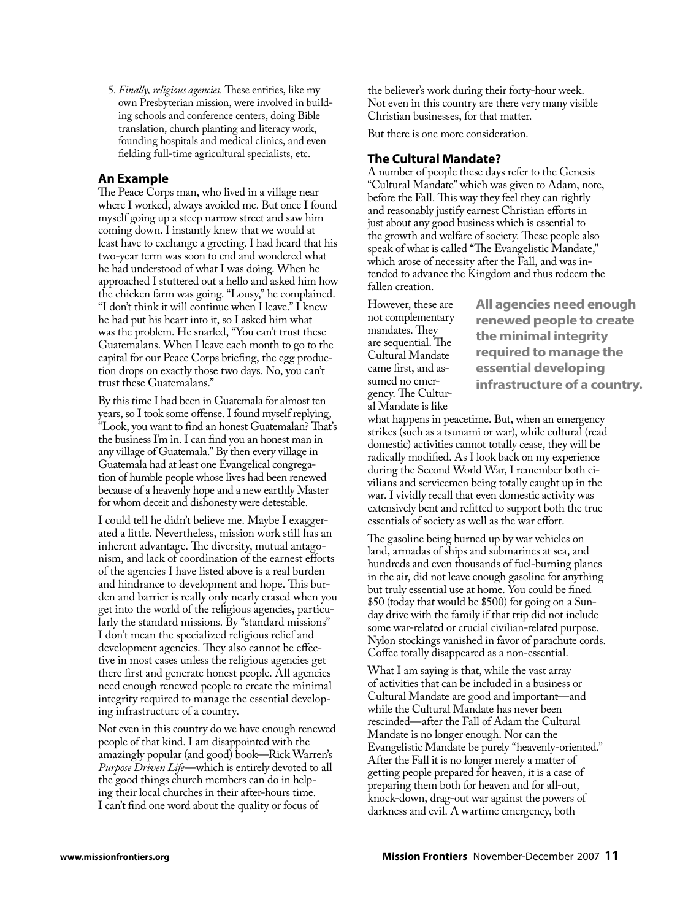5. *Finally, religious agencies.* These entities, like my own Presbyterian mission, were involved in building schools and conference centers, doing Bible translation, church planting and literacy work, founding hospitals and medical clinics, and even fielding full-time agricultural specialists, etc.

## An Example

The Peace Corps man, who lived in a village near where I worked, always avoided me. But once I found myself going up a steep narrow street and saw him coming down. I instantly knew that we would at least have to exchange a greeting. I had heard that his two-year term was soon to end and wondered what he had understood of what I was doing. When he approached I stuttered out a hello and asked him how the chicken farm was going. "Lousy," he complained. "I don't think it will continue when I leave." I knew he had put his heart into it, so I asked him what was the problem. He snarled, "You can't trust these Guatemalans. When I leave each month to go to the capital for our Peace Corps briefing, the egg production drops on exactly those two days. No, you can't trust these Guatemalans."

By this time I had been in Guatemala for almost ten years, so I took some offense. I found myself replying, "Look, you want to find an honest Guatemalan? That's the business I'm in. I can find you an honest man in any village of Guatemala." By then every village in Guatemala had at least one Evangelical congregation of humble people whose lives had been renewed because of a heavenly hope and a new earthly Master for whom deceit and dishonesty were detestable.

I could tell he didn't believe me. Maybe I exaggerated a little. Nevertheless, mission work still has an inherent advantage. The diversity, mutual antagonism, and lack of coordination of the earnest efforts of the agencies I have listed above is a real burden and hindrance to development and hope. This burden and barrier is really only nearly erased when you get into the world of the religious agencies, particularly the standard missions. By "standard missions" I don't mean the specialized religious relief and development agencies. They also cannot be effective in most cases unless the religious agencies get there first and generate honest people. All agencies need enough renewed people to create the minimal integrity required to manage the essential developing infrastructure of a country.

Not even in this country do we have enough renewed people of that kind. I am disappointed with the amazingly popular (and good) book—Rick Warren's *Purpose Driven Life*—which is entirely devoted to all the good things church members can do in helping their local churches in their after-hours time. I can't find one word about the quality or focus of the believer's work during their forty-hour week. Not even in this country are there very many visible Christian businesses, for that matter.

But there is one more consideration.

## The Cultural Mandate?

A number of people these days refer to the Genesis "Cultural Mandate" which was given to Adam, note, before the Fall. This way they feel they can rightly and reasonably justify earnest Christian efforts in just about any good business which is essential to the growth and welfare of society. These people also speak of what is called "The Evangelistic Mandate," which arose of necessity after the Fall, and was intended to advance the Kingdom and thus redeem the fallen creation.

**All agencies need enough renewed people to create the minimal integrity required to manage the essential developing infrastructure of a country.**

However, these are not complementary mandates. They are sequential. The Cultural Mandate came first, and assumed no emergency. The Cultural Mandate is like what happens in peacetime. But, when an emergency strikes (such as a tsunami or war), while cultural (read domestic) activities cannot totally cease, they will be radically modified. As I look back on my experience during the Second World War, I remember both civilians and servicemen being totally caught up in the war. I vividly recall that even domestic activity was extensively bent and refitted to support both the true essentials of society as well as the war effort.

The gasoline being burned up by war vehicles on land, armadas of ships and submarines at sea, and hundreds and even thousands of fuel-burning planes in the air, did not leave enough gasoline for anything but truly essential use at home. You could be fined $50 (today that would be $500) for going on a Sunday drive with the family if that trip did not include some war-related or crucial civilian-related purpose. Nylon stockings vanished in favor of parachute cords. Coffee totally disappeared as a non-essential.

What I am saying is that, while the vast array of activities that can be included in a business or Cultural Mandate are good and important—and while the Cultural Mandate has never been rescinded—after the Fall of Adam the Cultural Mandate is no longer enough. Nor can the Evangelistic Mandate be purely "heavenly-oriented." After the Fall it is no longer merely a matter of getting people prepared for heaven, it is a case of preparing them both for heaven and for all-out, knock-down, drag-out war against the powers of darkness and evil. A wartime emergency, both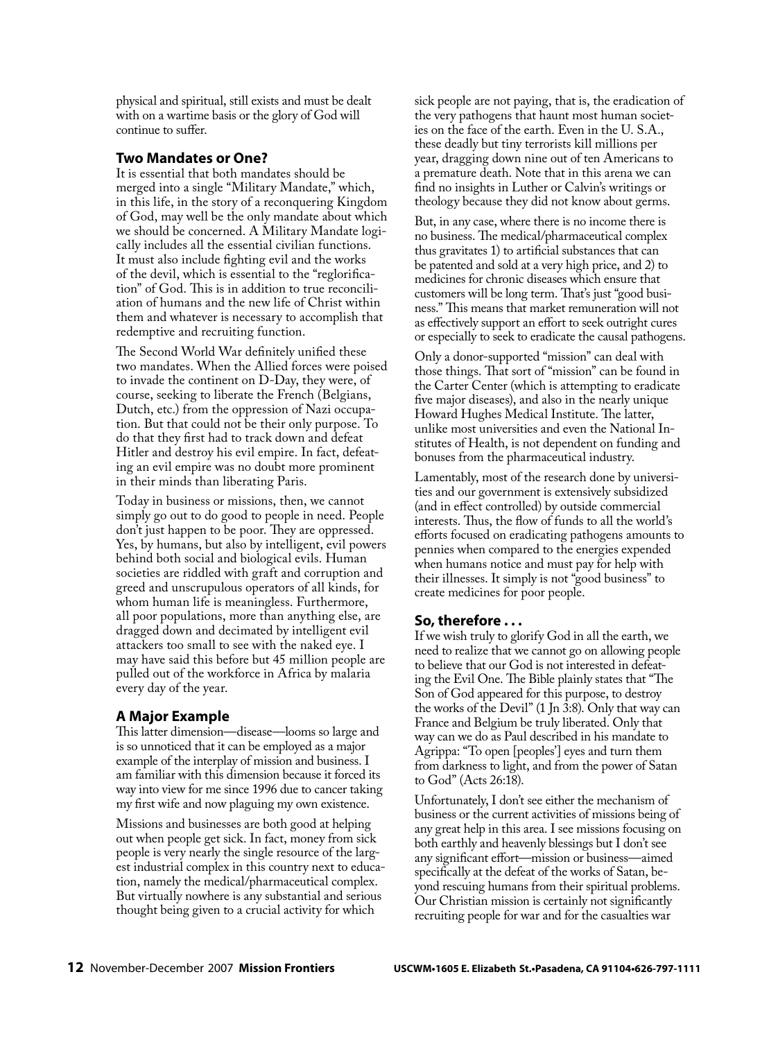physical and spiritual, still exists and must be dealt with on a wartime basis or the glory of God will continue to suffer.

### Two Mandates or One?

It is essential that both mandates should be merged into a single "Military Mandate," which, in this life, in the story of a reconquering Kingdom of God, may well be the only mandate about which we should be concerned. A Military Mandate logically includes all the essential civilian functions. It must also include fighting evil and the works of the devil, which is essential to the "reglorification" of God. This is in addition to true reconciliation of humans and the new life of Christ within them and whatever is necessary to accomplish that redemptive and recruiting function.

The Second World War definitely unified these two mandates. When the Allied forces were poised to invade the continent on D-Day, they were, of course, seeking to liberate the French (Belgians, Dutch, etc.) from the oppression of Nazi occupation. But that could not be their only purpose. To do that they first had to track down and defeat Hitler and destroy his evil empire. In fact, defeating an evil empire was no doubt more prominent in their minds than liberating Paris.

Today in business or missions, then, we cannot simply go out to do good to people in need. People don't just happen to be poor. They are oppressed. Yes, by humans, but also by intelligent, evil powers behind both social and biological evils. Human societies are riddled with graft and corruption and greed and unscrupulous operators of all kinds, for whom human life is meaningless. Furthermore, all poor populations, more than anything else, are dragged down and decimated by intelligent evil attackers too small to see with the naked eye. I may have said this before but 45 million people are pulled out of the workforce in Africa by malaria every day of the year.

### A Major Example

This latter dimension—disease—looms so large and is so unnoticed that it can be employed as a major example of the interplay of mission and business. I am familiar with this dimension because it forced its way into view for me since 1996 due to cancer taking my first wife and now plaguing my own existence.

Missions and businesses are both good at helping out when people get sick. In fact, money from sick people is very nearly the single resource of the largest industrial complex in this country next to education, namely the medical/pharmaceutical complex. But virtually nowhere is any substantial and serious thought being given to a crucial activity for which sick people are not paying, that is, the eradication of the very pathogens that haunt most human societies on the face of the earth. Even in the U. S.A., these deadly but tiny terrorists kill millions per year, dragging down nine out of ten Americans to a premature death. Note that in this arena we can find no insights in Luther or Calvin's writings or theology because they did not know about germs.

But, in any case, where there is no income there is no business. The medical/pharmaceutical complex thus gravitates 1) to artificial substances that can be patented and sold at a very high price, and 2) to medicines for chronic diseases which ensure that customers will be long term. That's just "good business." This means that market remuneration will not as effectively support an effort to seek outright cures or especially to seek to eradicate the causal pathogens.

Only a donor-supported "mission" can deal with those things. That sort of "mission" can be found in the Carter Center (which is attempting to eradicate five major diseases), and also in the nearly unique Howard Hughes Medical Institute. The latter, unlike most universities and even the National Institutes of Health, is not dependent on funding and bonuses from the pharmaceutical industry.

Lamentably, most of the research done by universities and our government is extensively subsidized (and in effect controlled) by outside commercial interests. Thus, the flow of funds to all the world's efforts focused on eradicating pathogens amounts to pennies when compared to the energies expended when humans notice and must pay for help with their illnesses. It simply is not "good business" to create medicines for poor people.

### So, therefore . . .

If we wish truly to glorify God in all the earth, we need to realize that we cannot go on allowing people to believe that our God is not interested in defeating the Evil One. The Bible plainly states that "The Son of God appeared for this purpose, to destroy the works of the Devil" (1 Jn 3:8). Only that way can France and Belgium be truly liberated. Only that way can we do as Paul described in his mandate to Agrippa: "To open [peoples'] eyes and turn them from darkness to light, and from the power of Satan to God" (Acts 26:18).

Unfortunately, I don't see either the mechanism of business or the current activities of missions being of any great help in this area. I see missions focusing on both earthly and heavenly blessings but I don't see any significant effort—mission or business—aimed specifically at the defeat of the works of Satan, beyond rescuing humans from their spiritual problems. Our Christian mission is certainly not significantly recruiting people for war and for the casualties war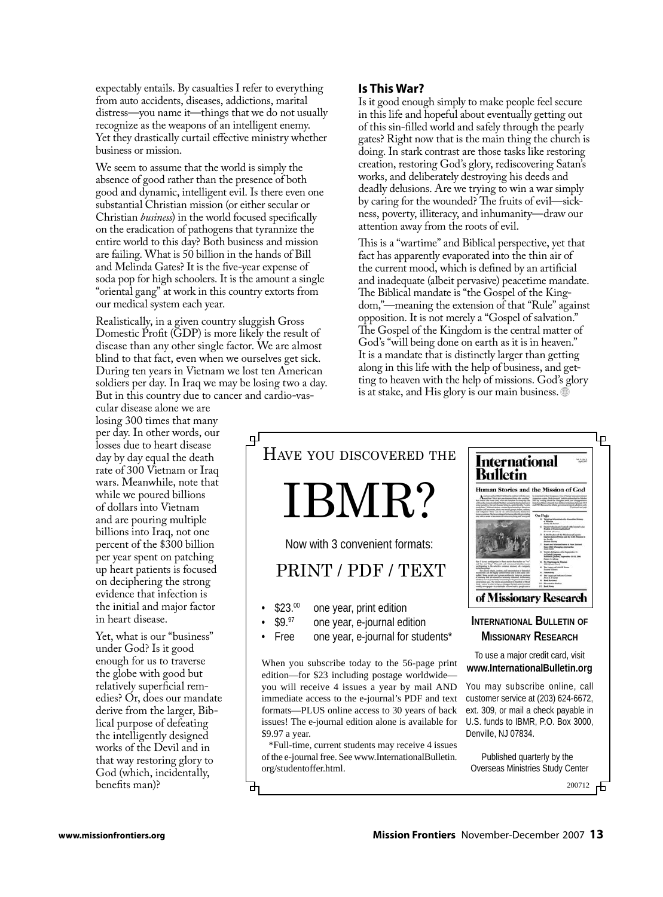expectably entails. By casualties I refer to everything from auto accidents, diseases, addictions, marital distress—you name it—things that we do not usually recognize as the weapons of an intelligent enemy. Yet they drastically curtail effective ministry whether business or mission.

We seem to assume that the world is simply the absence of good rather than the presence of both good and dynamic, intelligent evil. Is there even one substantial Christian mission (or either secular or Christian *business*) in the world focused specifically on the eradication of pathogens that tyrannize the entire world to this day? Both business and mission are failing. What is 50 billion in the hands of Bill and Melinda Gates? It is the five-year expense of soda pop for high schoolers. It is the amount a single "oriental gang" at work in this country extorts from our medical system each year.

Realistically, in a given country sluggish Gross Domestic Profit (GDP) is more likely the result of disease than any other single factor. We are almost blind to that fact, even when we ourselves get sick. During ten years in Vietnam we lost ten American soldiers per day. In Iraq we may be losing two a day. But in this country due to cancer and cardio-vascular disease alone we are losing 300 times that many per day. In other words, our losses due to heart disease day by day equal the death rate of 300 Vietnam or Iraq wars. Meanwhile, note that while we poured billions of dollars into Vietnam and are pouring multiple billions into Iraq, not one percent of the $300 billion per year spent on patching up heart patients is focused on deciphering the strong evidence that infection is the initial and major factor in heart disease.

Yet, what is our "business" under God? Is it good enough for us to traverse the globe with good but relatively superficial remedies? Or, does our mandate derive from the larger, Biblical purpose of defeating the intelligently designed works of the Devil and in that way restoring glory to God (which, incidentally, benefits man)?

### Is This War?

Is it good enough simply to make people feel secure in this life and hopeful about eventually getting out of this sin-filled world and safely through the pearly gates? Right now that is the main thing the church is doing. In stark contrast are those tasks like restoring creation, restoring God's glory, rediscovering Satan's works, and deliberately destroying his deeds and deadly delusions. Are we trying to win a war simply by caring for the wounded? The fruits of evil—sickness, poverty, illiteracy, and inhumanity—draw our attention away from the roots of evil.

This is a "wartime" and Biblical perspective, yet that fact has apparently evaporated into the thin air of the current mood, which is defined by an artificial and inadequate (albeit pervasive) peacetime mandate. The Biblical mandate is "the Gospel of the Kingdom,"—meaning the extension of that "Rule" against opposition. It is not merely a "Gospel of salvation." The Gospel of the Kingdom is the central matter of God's "will being done on earth as it is in heaven." It is a mandate that is distinctly larger than getting along in this life with the help of business, and getting to heaven with the help of missions. God's glory is at stake, and His glory is our main business.

---

HAVE YOU DISCOVERED THE

# IBMR?

Now with 3 convenient formats:

PRINT / PDF / TEXT

- $23.00 one year, print edition
- $9.97 one year, e-journal edition
- Free one year, e-journal for students*

When you subscribe today to the 56-page print edition—for $23 including postage worldwide—you will receive 4 issues a year by mail AND immediate access to the e-journal's PDF and text formats—PLUS online access to 30 years of back issues! The e-journal edition alone is available for $9.97 a year.

*Full-time, current students may receive 4 issues of the e-journal free. See www.InternationalBulletin.org/studentoffer.html.

**INTERNATIONAL BULLETIN OF MISSIONARY RESEARCH**

To use a major credit card, visit **www.InternationalBulletin.org**

You may subscribe online, call customer service at (203) 624-6672, ext. 309, or mail a check payable in U.S. funds to IBMR, P.O. Box 3000, Denville, NJ 07834.

Published quarterly by the Overseas Ministries Study Center

200712